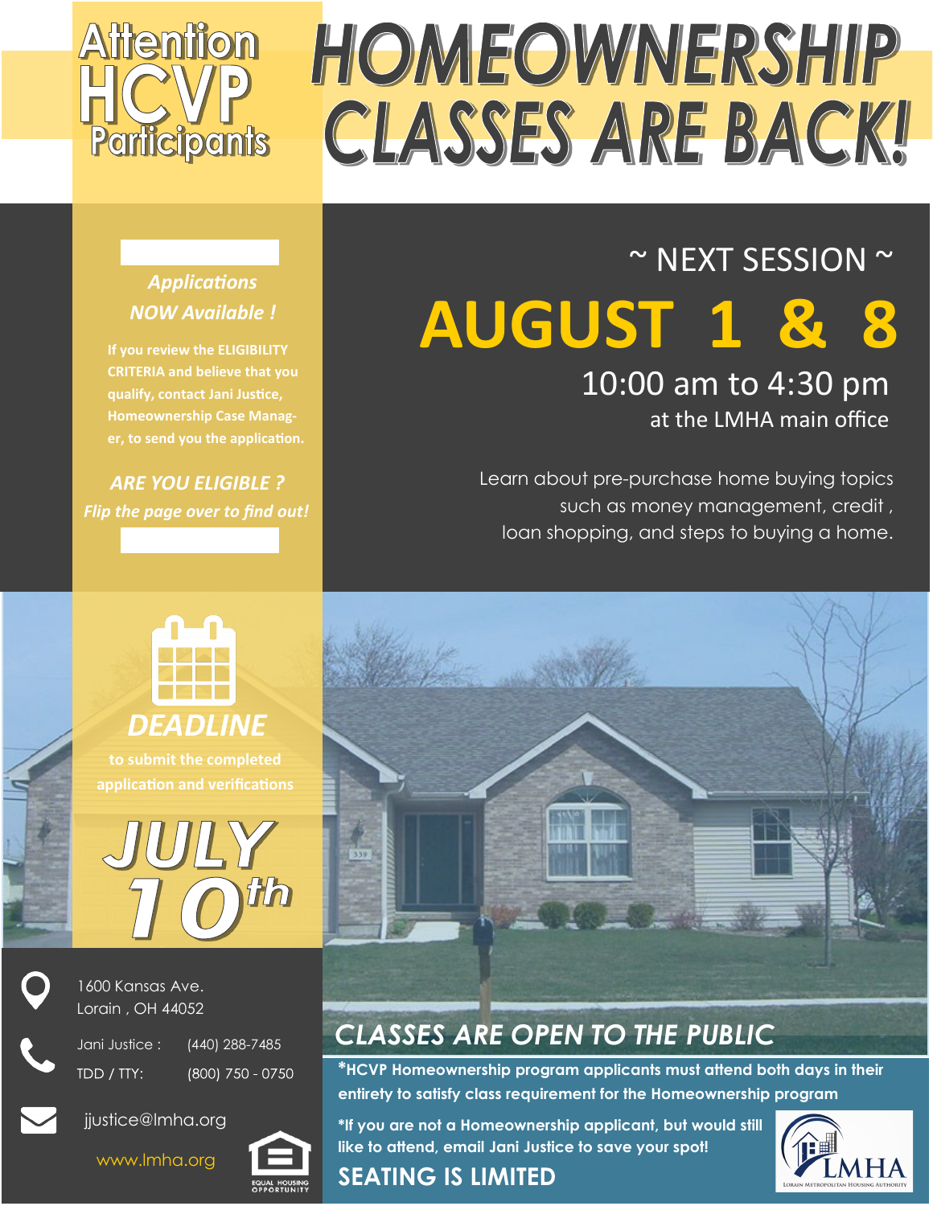# Attention HCVP Participants

# HOMEOWNERSHIP CLASSES ARE BACK!

***Applications NOW Available !***

**If you review the ELIGIBILITY CRITERIA and believe that you qualify, contact Jani Justice, Homeownership Case Manager, to send you the application.**

***ARE YOU ELIGIBLE ?***

***Flip the page over to find out!***

~ NEXT SESSION ~

## AUGUST 1 & 8

10:00 am to 4:30 pm

at the LMHA main office

Learn about pre-purchase home buying topics such as money management, credit , loan shopping, and steps to buying a home.

***DEADLINE***

**to submit the completed application and verifications**

## JULY 10th

1600 Kansas Ave.
Lorain , OH 44052

Jani Justice : (440) 288-7485

TDD / TTY: (800) 750 - 0750

jjustice@lmha.org

www.lmha.org

EQUAL HOUSING OPPORTUNITY

***CLASSES ARE OPEN TO THE PUBLIC***

**\*HCVP Homeownership program applicants must attend both days in their entirety to satisfy class requirement for the Homeownership program**

**\*If you are not a Homeownership applicant, but would still like to attend, email Jani Justice to save your spot!**

**SEATING IS LIMITED**

LMHA
Lorain Metropolitan Housing Authority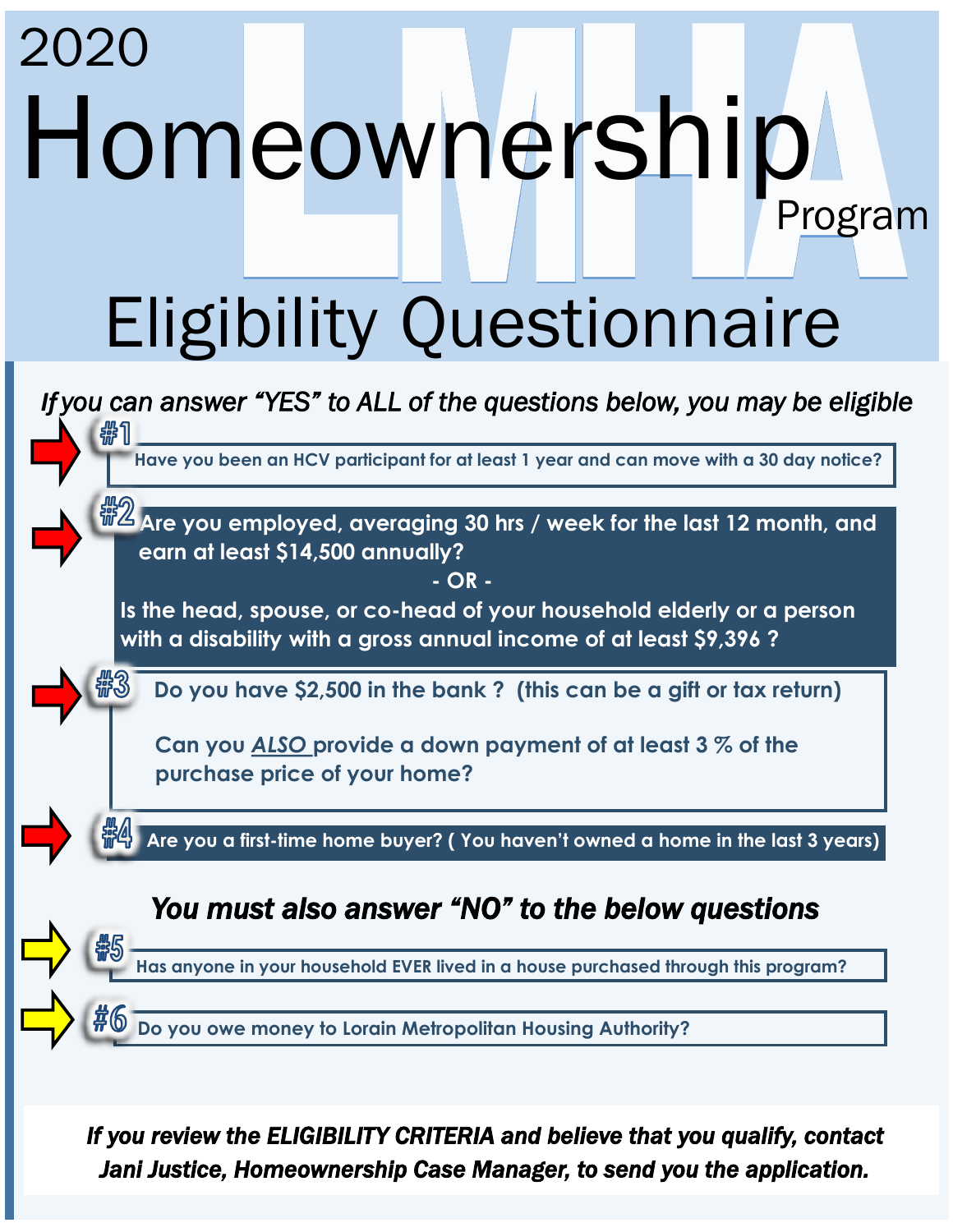2020

# Homeownership

Program

# Eligibility Questionnaire

*If you can answer "YES" to ALL of the questions below, you may be eligible*

**#1** Have you been an HCV participant for at least 1 year and can move with a 30 day notice?

**#2** Are you employed, averaging 30 hrs / week for the last 12 month, and earn at least $14,500 annually?

- OR -

Is the head, spouse, or co-head of your household elderly or a person with a disability with a gross annual income of at least $9,396 ?

**#3** Do you have $2,500 in the bank ? (this can be a gift or tax return)

Can you ***ALSO*** provide a down payment of at least 3 % of the purchase price of your home?

**#4** Are you a first-time home buyer? ( You haven't owned a home in the last 3 years)

## *You must also answer "NO" to the below questions*

**#5** Has anyone in your household EVER lived in a house purchased through this program?

**#6** Do you owe money to Lorain Metropolitan Housing Authority?

***If you review the ELIGIBILITY CRITERIA and believe that you qualify, contact Jani Justice, Homeownership Case Manager, to send you the application.***